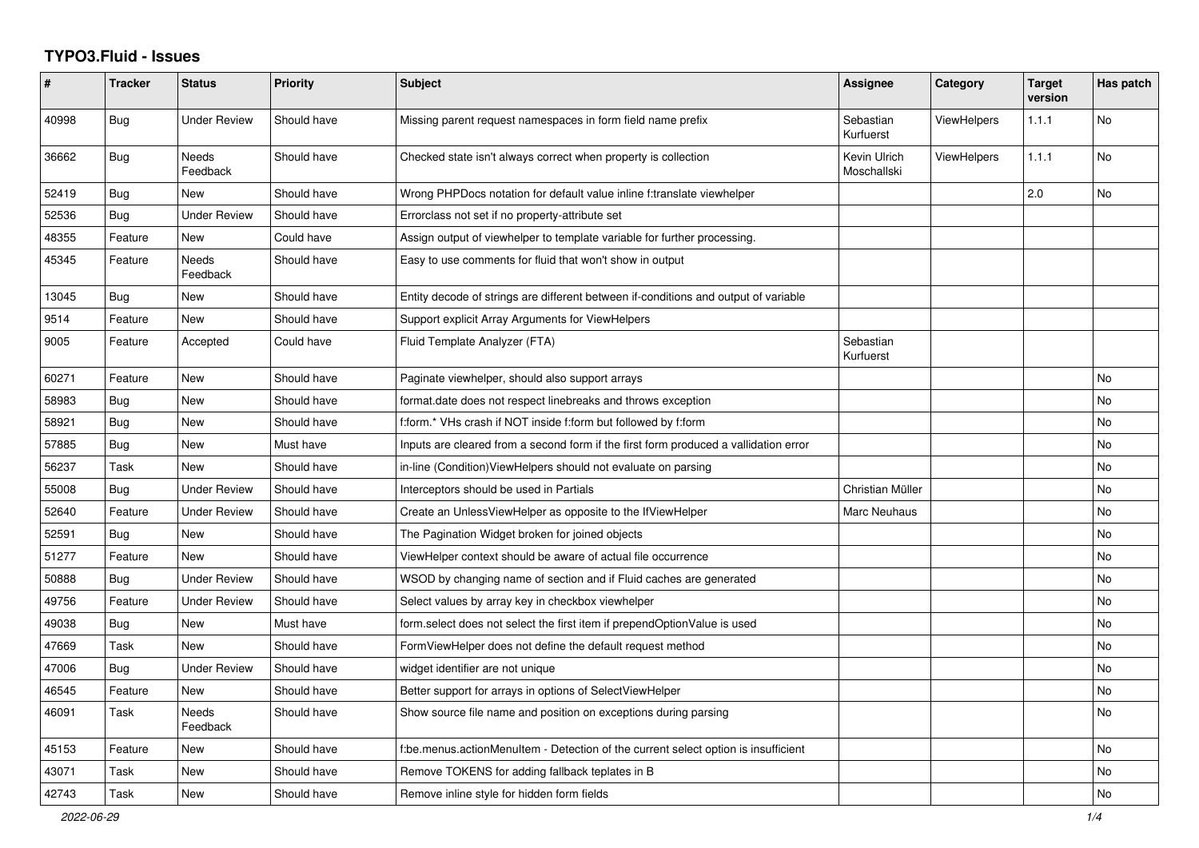# TYPO3.Fluid - Issues

| # | Tracker | Status | Priority | Subject | Assignee | Category | Target version | Has patch |
|---|---|---|---|---|---|---|---|---|
| 40998 | Bug | Under Review | Should have | Missing parent request namespaces in form field name prefix | Sebastian Kurfuerst | ViewHelpers | 1.1.1 | No |
| 36662 | Bug | Needs Feedback | Should have | Checked state isn't always correct when property is collection | Kevin Ulrich Moschallski | ViewHelpers | 1.1.1 | No |
| 52419 | Bug | New | Should have | Wrong PHPDocs notation for default value inline f:translate viewhelper | | | 2.0 | No |
| 52536 | Bug | Under Review | Should have | Errorclass not set if no property-attribute set | | | | |
| 48355 | Feature | New | Could have | Assign output of viewhelper to template variable for further processing. | | | | |
| 45345 | Feature | Needs Feedback | Should have | Easy to use comments for fluid that won't show in output | | | | |
| 13045 | Bug | New | Should have | Entity decode of strings are different between if-conditions and output of variable | | | | |
| 9514 | Feature | New | Should have | Support explicit Array Arguments for ViewHelpers | | | | |
| 9005 | Feature | Accepted | Could have | Fluid Template Analyzer (FTA) | Sebastian Kurfuerst | | | |
| 60271 | Feature | New | Should have | Paginate viewhelper, should also support arrays | | | | No |
| 58983 | Bug | New | Should have | format.date does not respect linebreaks and throws exception | | | | No |
| 58921 | Bug | New | Should have | f:form.* VHs crash if NOT inside f:form but followed by f:form | | | | No |
| 57885 | Bug | New | Must have | Inputs are cleared from a second form if the first form produced a vallidation error | | | | No |
| 56237 | Task | New | Should have | in-line (Condition)ViewHelpers should not evaluate on parsing | | | | No |
| 55008 | Bug | Under Review | Should have | Interceptors should be used in Partials | Christian Müller | | | No |
| 52640 | Feature | Under Review | Should have | Create an UnlessViewHelper as opposite to the IfViewHelper | Marc Neuhaus | | | No |
| 52591 | Bug | New | Should have | The Pagination Widget broken for joined objects | | | | No |
| 51277 | Feature | New | Should have | ViewHelper context should be aware of actual file occurrence | | | | No |
| 50888 | Bug | Under Review | Should have | WSOD by changing name of section and if Fluid caches are generated | | | | No |
| 49756 | Feature | Under Review | Should have | Select values by array key in checkbox viewhelper | | | | No |
| 49038 | Bug | New | Must have | form.select does not select the first item if prependOptionValue is used | | | | No |
| 47669 | Task | New | Should have | FormViewHelper does not define the default request method | | | | No |
| 47006 | Bug | Under Review | Should have | widget identifier are not unique | | | | No |
| 46545 | Feature | New | Should have | Better support for arrays in options of SelectViewHelper | | | | No |
| 46091 | Task | Needs Feedback | Should have | Show source file name and position on exceptions during parsing | | | | No |
| 45153 | Feature | New | Should have | f:be.menus.actionMenuItem - Detection of the current select option is insufficient | | | | No |
| 43071 | Task | New | Should have | Remove TOKENS for adding fallback teplates in B | | | | No |
| 42743 | Task | New | Should have | Remove inline style for hidden form fields | | | | No |

2022-06-29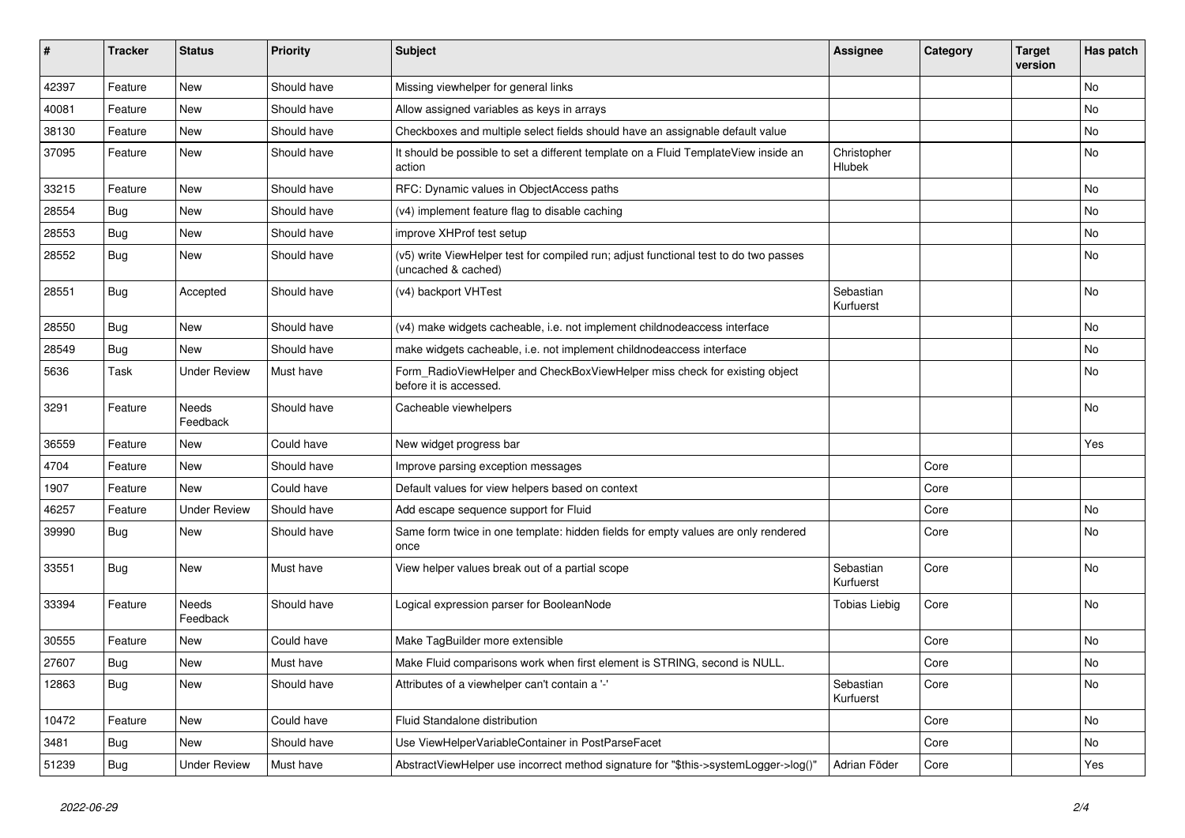| # | Tracker | Status | Priority | Subject | Assignee | Category | Target version | Has patch |
|---|---|---|---|---|---|---|---|---|
| 42397 | Feature | New | Should have | Missing viewhelper for general links | | | | No |
| 40081 | Feature | New | Should have | Allow assigned variables as keys in arrays | | | | No |
| 38130 | Feature | New | Should have | Checkboxes and multiple select fields should have an assignable default value | | | | No |
| 37095 | Feature | New | Should have | It should be possible to set a different template on a Fluid TemplateView inside an action | Christopher Hlubek | | | No |
| 33215 | Feature | New | Should have | RFC: Dynamic values in ObjectAccess paths | | | | No |
| 28554 | Bug | New | Should have | (v4) implement feature flag to disable caching | | | | No |
| 28553 | Bug | New | Should have | improve XHProf test setup | | | | No |
| 28552 | Bug | New | Should have | (v5) write ViewHelper test for compiled run; adjust functional test to do two passes (uncached & cached) | | | | No |
| 28551 | Bug | Accepted | Should have | (v4) backport VHTest | Sebastian Kurfuerst | | | No |
| 28550 | Bug | New | Should have | (v4) make widgets cacheable, i.e. not implement childnodeaccess interface | | | | No |
| 28549 | Bug | New | Should have | make widgets cacheable, i.e. not implement childnodeaccess interface | | | | No |
| 5636 | Task | Under Review | Must have | Form_RadioViewHelper and CheckBoxViewHelper miss check for existing object before it is accessed. | | | | No |
| 3291 | Feature | Needs Feedback | Should have | Cacheable viewhelpers | | | | No |
| 36559 | Feature | New | Could have | New widget progress bar | | | | Yes |
| 4704 | Feature | New | Should have | Improve parsing exception messages | | Core | | |
| 1907 | Feature | New | Could have | Default values for view helpers based on context | | Core | | |
| 46257 | Feature | Under Review | Should have | Add escape sequence support for Fluid | | Core | | No |
| 39990 | Bug | New | Should have | Same form twice in one template: hidden fields for empty values are only rendered once | | Core | | No |
| 33551 | Bug | New | Must have | View helper values break out of a partial scope | Sebastian Kurfuerst | Core | | No |
| 33394 | Feature | Needs Feedback | Should have | Logical expression parser for BooleanNode | Tobias Liebig | Core | | No |
| 30555 | Feature | New | Could have | Make TagBuilder more extensible | | Core | | No |
| 27607 | Bug | New | Must have | Make Fluid comparisons work when first element is STRING, second is NULL. | | Core | | No |
| 12863 | Bug | New | Should have | Attributes of a viewhelper can't contain a '-' | Sebastian Kurfuerst | Core | | No |
| 10472 | Feature | New | Could have | Fluid Standalone distribution | | Core | | No |
| 3481 | Bug | New | Should have | Use ViewHelperVariableContainer in PostParseFacet | | Core | | No |
| 51239 | Bug | Under Review | Must have | AbstractViewHelper use incorrect method signature for "$this->systemLogger->log()" | Adrian Föder | Core | | Yes |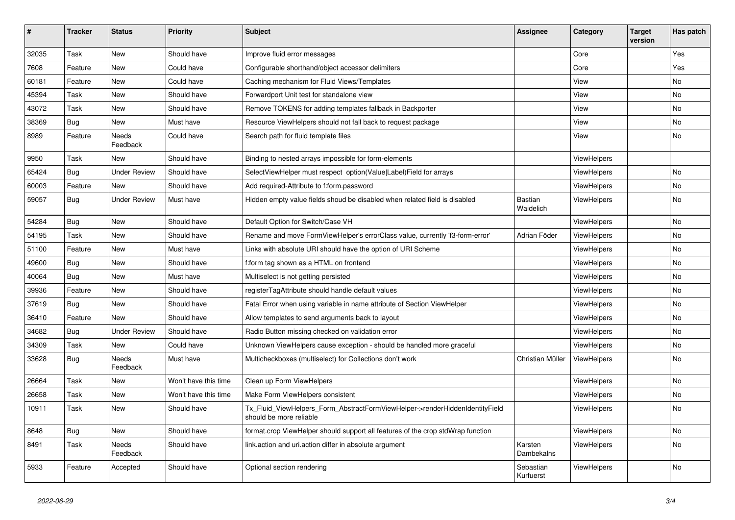| # | Tracker | Status | Priority | Subject | Assignee | Category | Target version | Has patch |
|---|---|---|---|---|---|---|---|---|
| 32035 | Task | New | Should have | Improve fluid error messages | | Core | | Yes |
| 7608 | Feature | New | Could have | Configurable shorthand/object accessor delimiters | | Core | | Yes |
| 60181 | Feature | New | Could have | Caching mechanism for Fluid Views/Templates | | View | | No |
| 45394 | Task | New | Should have | Forwardport Unit test for standalone view | | View | | No |
| 43072 | Task | New | Should have | Remove TOKENS for adding templates fallback in Backporter | | View | | No |
| 38369 | Bug | New | Must have | Resource ViewHelpers should not fall back to request package | | View | | No |
| 8989 | Feature | Needs Feedback | Could have | Search path for fluid template files | | View | | No |
| 9950 | Task | New | Should have | Binding to nested arrays impossible for form-elements | | ViewHelpers | | |
| 65424 | Bug | Under Review | Should have | SelectViewHelper must respect option(Value\|Label)Field for arrays | | ViewHelpers | | No |
| 60003 | Feature | New | Should have | Add required-Attribute to f:form.password | | ViewHelpers | | No |
| 59057 | Bug | Under Review | Must have | Hidden empty value fields shoud be disabled when related field is disabled | Bastian Waidelich | ViewHelpers | | No |
| 54284 | Bug | New | Should have | Default Option for Switch/Case VH | | ViewHelpers | | No |
| 54195 | Task | New | Should have | Rename and move FormViewHelper's errorClass value, currently 'f3-form-error' | Adrian Föder | ViewHelpers | | No |
| 51100 | Feature | New | Must have | Links with absolute URI should have the option of URI Scheme | | ViewHelpers | | No |
| 49600 | Bug | New | Should have | f:form tag shown as a HTML on frontend | | ViewHelpers | | No |
| 40064 | Bug | New | Must have | Multiselect is not getting persisted | | ViewHelpers | | No |
| 39936 | Feature | New | Should have | registerTagAttribute should handle default values | | ViewHelpers | | No |
| 37619 | Bug | New | Should have | Fatal Error when using variable in name attribute of Section ViewHelper | | ViewHelpers | | No |
| 36410 | Feature | New | Should have | Allow templates to send arguments back to layout | | ViewHelpers | | No |
| 34682 | Bug | Under Review | Should have | Radio Button missing checked on validation error | | ViewHelpers | | No |
| 34309 | Task | New | Could have | Unknown ViewHelpers cause exception - should be handled more graceful | | ViewHelpers | | No |
| 33628 | Bug | Needs Feedback | Must have | Multicheckboxes (multiselect) for Collections don't work | Christian Müller | ViewHelpers | | No |
| 26664 | Task | New | Won't have this time | Clean up Form ViewHelpers | | ViewHelpers | | No |
| 26658 | Task | New | Won't have this time | Make Form ViewHelpers consistent | | ViewHelpers | | No |
| 10911 | Task | New | Should have | Tx_Fluid_ViewHelpers_Form_AbstractFormViewHelper->renderHiddenIdentityField should be more reliable | | ViewHelpers | | No |
| 8648 | Bug | New | Should have | format.crop ViewHelper should support all features of the crop stdWrap function | | ViewHelpers | | No |
| 8491 | Task | Needs Feedback | Should have | link.action and uri.action differ in absolute argument | Karsten Dambekalns | ViewHelpers | | No |
| 5933 | Feature | Accepted | Should have | Optional section rendering | Sebastian Kurfuerst | ViewHelpers | | No |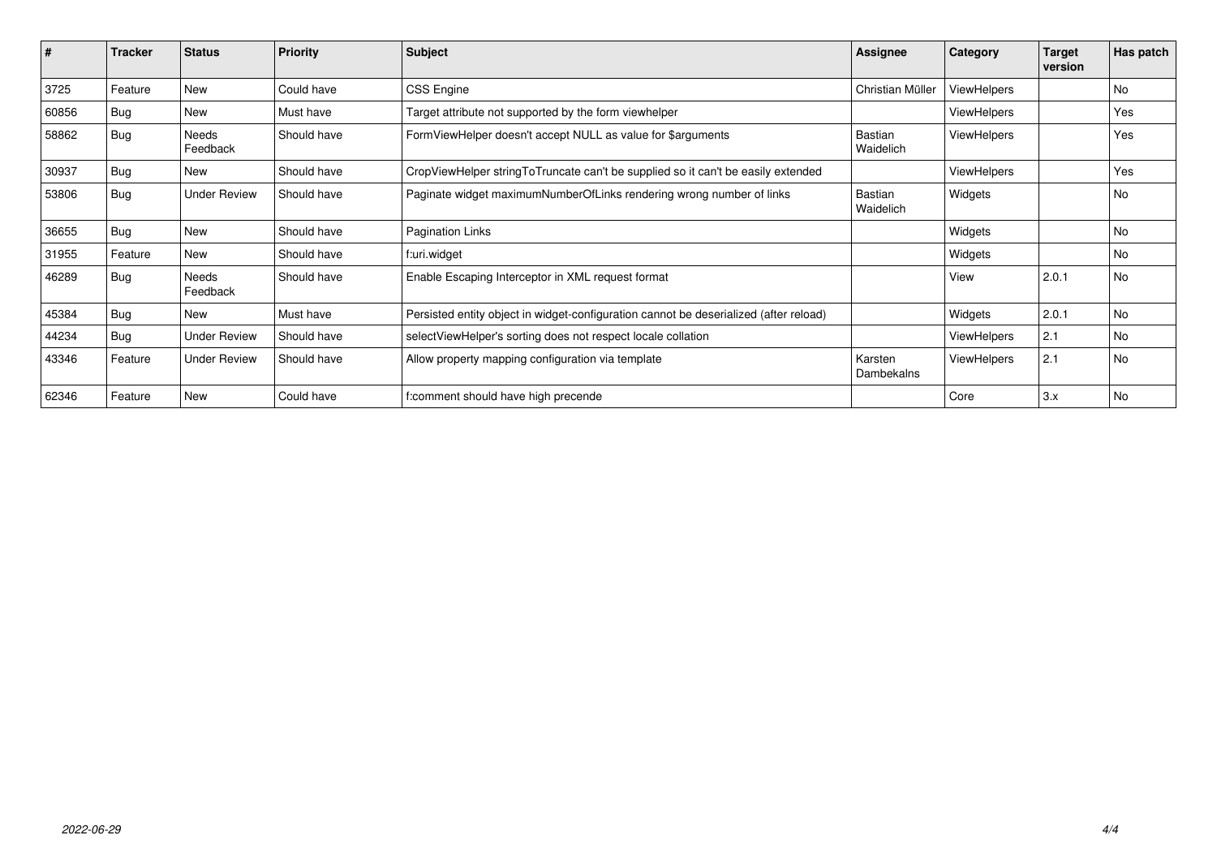| # | Tracker | Status | Priority | Subject | Assignee | Category | Target version | Has patch |
|---|---|---|---|---|---|---|---|---|
| 3725 | Feature | New | Could have | CSS Engine | Christian Müller | ViewHelpers | | No |
| 60856 | Bug | New | Must have | Target attribute not supported by the form viewhelper | | ViewHelpers | | Yes |
| 58862 | Bug | Needs Feedback | Should have | FormViewHelper doesn't accept NULL as value for $arguments | Bastian Waidelich | ViewHelpers | | Yes |
| 30937 | Bug | New | Should have | CropViewHelper stringToTruncate can't be supplied so it can't be easily extended | | ViewHelpers | | Yes |
| 53806 | Bug | Under Review | Should have | Paginate widget maximumNumberOfLinks rendering wrong number of links | Bastian Waidelich | Widgets | | No |
| 36655 | Bug | New | Should have | Pagination Links | | Widgets | | No |
| 31955 | Feature | New | Should have | f:uri.widget | | Widgets | | No |
| 46289 | Bug | Needs Feedback | Should have | Enable Escaping Interceptor in XML request format | | View | 2.0.1 | No |
| 45384 | Bug | New | Must have | Persisted entity object in widget-configuration cannot be deserialized (after reload) | | Widgets | 2.0.1 | No |
| 44234 | Bug | Under Review | Should have | selectViewHelper's sorting does not respect locale collation | | ViewHelpers | 2.1 | No |
| 43346 | Feature | Under Review | Should have | Allow property mapping configuration via template | Karsten Dambekalns | ViewHelpers | 2.1 | No |
| 62346 | Feature | New | Could have | f:comment should have high precende | | Core | 3.x | No |

2022-06-29